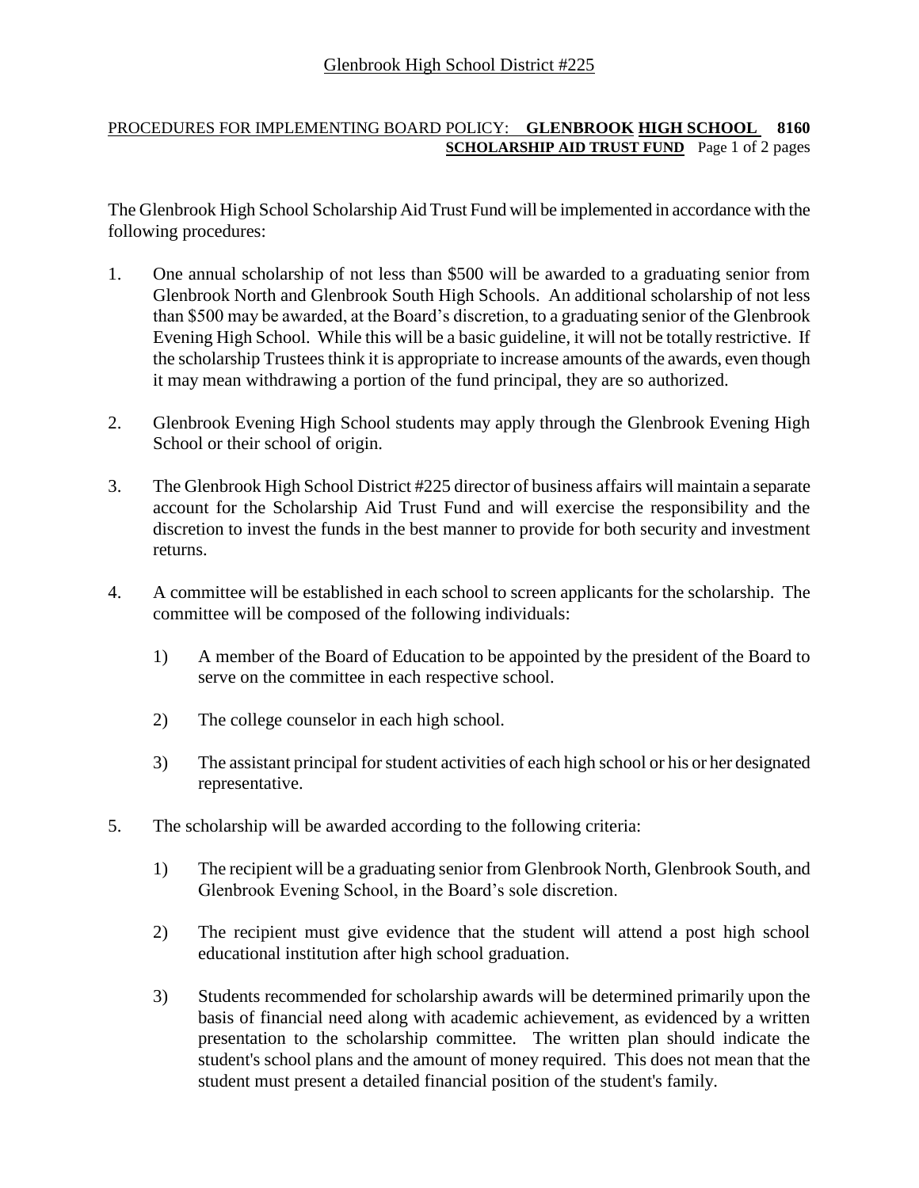Glenbrook High School District #225

PROCEDURES FOR IMPLEMENTING BOARD POLICY: **GLENBROOK HIGH SCHOOL SCHOLARSHIP AID TRUST FUND** **8160**

The Glenbrook High School Scholarship Aid Trust Fund will be implemented in accordance with the following procedures:

1. One annual scholarship of not less than $500 will be awarded to a graduating senior from Glenbrook North and Glenbrook South High Schools. An additional scholarship of not less than $500 may be awarded, at the Board's discretion, to a graduating senior of the Glenbrook Evening High School. While this will be a basic guideline, it will not be totally restrictive. If the scholarship Trustees think it is appropriate to increase amounts of the awards, even though it may mean withdrawing a portion of the fund principal, they are so authorized.

2. Glenbrook Evening High School students may apply through the Glenbrook Evening High School or their school of origin.

3. The Glenbrook High School District #225 director of business affairs will maintain a separate account for the Scholarship Aid Trust Fund and will exercise the responsibility and the discretion to invest the funds in the best manner to provide for both security and investment returns.

4. A committee will be established in each school to screen applicants for the scholarship. The committee will be composed of the following individuals:

   1) A member of the Board of Education to be appointed by the president of the Board to serve on the committee in each respective school.

   2) The college counselor in each high school.

   3) The assistant principal for student activities of each high school or his or her designated representative.

5. The scholarship will be awarded according to the following criteria:

   1) The recipient will be a graduating senior from Glenbrook North, Glenbrook South, and Glenbrook Evening School, in the Board's sole discretion.

   2) The recipient must give evidence that the student will attend a post high school educational institution after high school graduation.

   3) Students recommended for scholarship awards will be determined primarily upon the basis of financial need along with academic achievement, as evidenced by a written presentation to the scholarship committee. The written plan should indicate the student's school plans and the amount of money required. This does not mean that the student must present a detailed financial position of the student's family.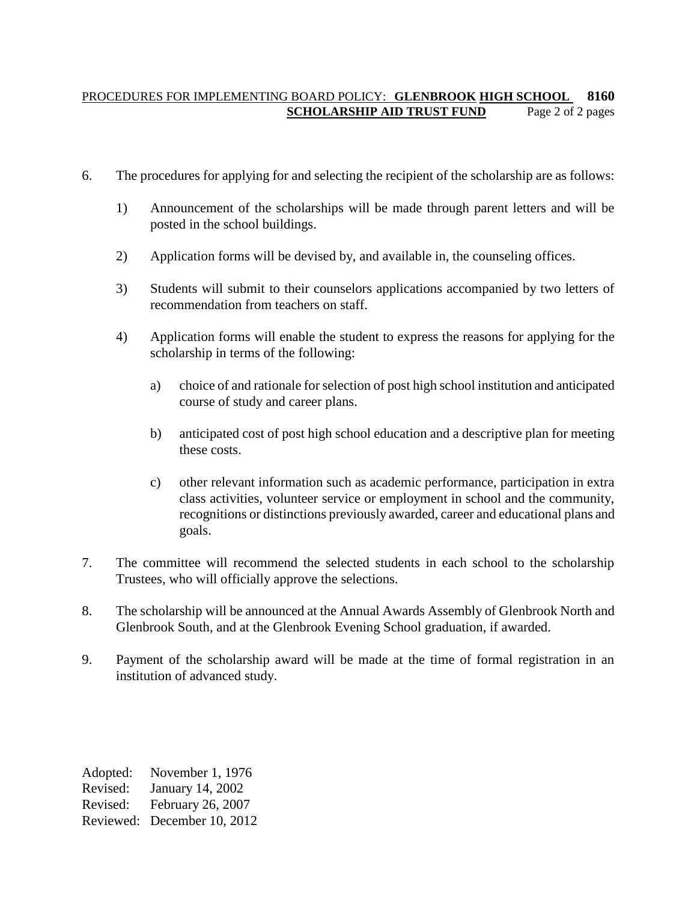6. The procedures for applying for and selecting the recipient of the scholarship are as follows:

   1) Announcement of the scholarships will be made through parent letters and will be posted in the school buildings.

   2) Application forms will be devised by, and available in, the counseling offices.

   3) Students will submit to their counselors applications accompanied by two letters of recommendation from teachers on staff.

   4) Application forms will enable the student to express the reasons for applying for the scholarship in terms of the following:

      a) choice of and rationale for selection of post high school institution and anticipated course of study and career plans.

      b) anticipated cost of post high school education and a descriptive plan for meeting these costs.

      c) other relevant information such as academic performance, participation in extra class activities, volunteer service or employment in school and the community, recognitions or distinctions previously awarded, career and educational plans and goals.

7. The committee will recommend the selected students in each school to the scholarship Trustees, who will officially approve the selections.

8. The scholarship will be announced at the Annual Awards Assembly of Glenbrook North and Glenbrook South, and at the Glenbrook Evening School graduation, if awarded.

9. Payment of the scholarship award will be made at the time of formal registration in an institution of advanced study.

Adopted: November 1, 1976
Revised: January 14, 2002
Revised: February 26, 2007
Reviewed: December 10, 2012